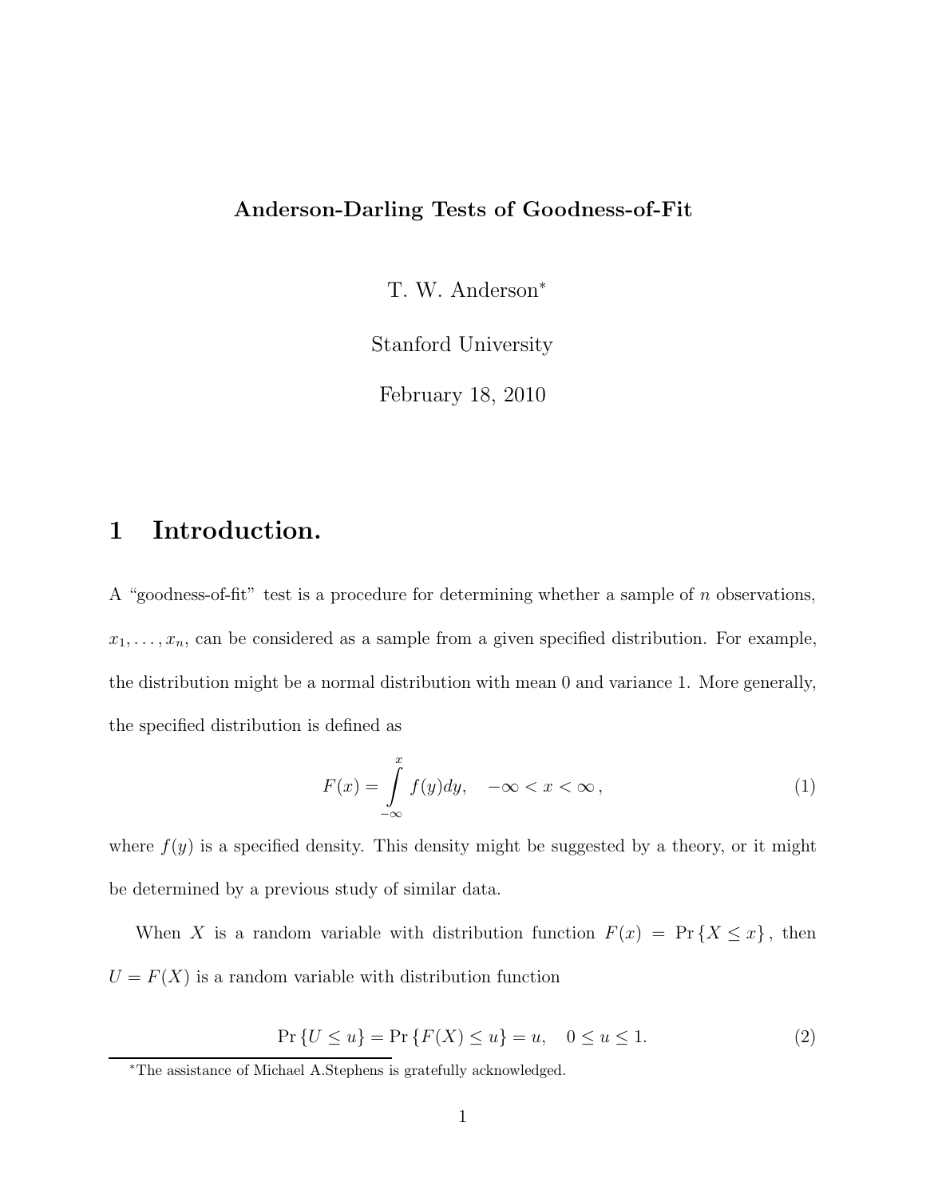# Anderson-Darling Tests of Goodness-of-Fit

T. W. Anderson*

Stanford University

February 18, 2010

## 1 Introduction.

A "goodness-of-fit" test is a procedure for determining whether a sample of $n$ observations, $x_1, \ldots, x_n$, can be considered as a sample from a given specified distribution. For example, the distribution might be a normal distribution with mean 0 and variance 1. More generally, the specified distribution is defined as

$$F(x) = \int_{-\infty}^{x} f(y)dy, \quad -\infty < x < \infty\,, \tag{1}$$

where $f(y)$ is a specified density. This density might be suggested by a theory, or it might be determined by a previous study of similar data.

When $X$ is a random variable with distribution function $F(x) = \Pr\{X \leq x\}$, then $U = F(X)$ is a random variable with distribution function

$$\Pr\{U \leq u\} = \Pr\{F(X) \leq u\} = u, \quad 0 \leq u \leq 1. \tag{2}$$

*The assistance of Michael A.Stephens is gratefully acknowledged.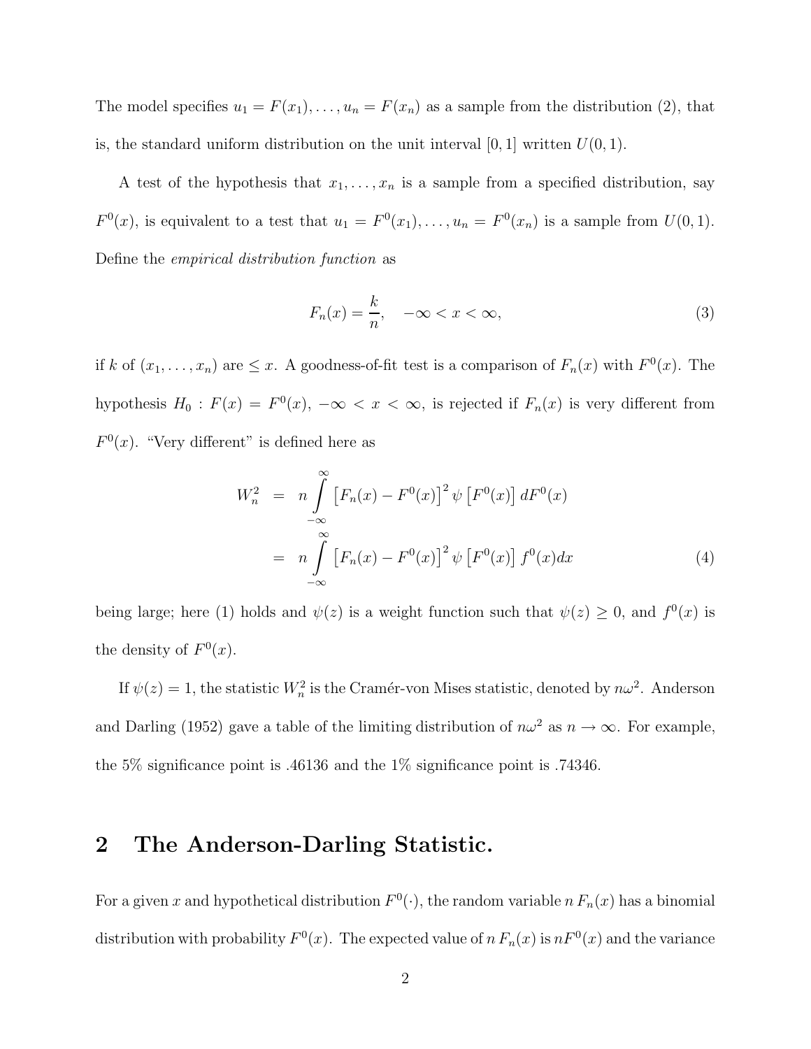The model specifies $u_1 = F(x_1), \ldots, u_n = F(x_n)$ as a sample from the distribution (2), that is, the standard uniform distribution on the unit interval $[0, 1]$ written $U(0, 1)$.

A test of the hypothesis that $x_1, \ldots, x_n$ is a sample from a specified distribution, say $F^0(x)$, is equivalent to a test that $u_1 = F^0(x_1), \ldots, u_n = F^0(x_n)$ is a sample from $U(0, 1)$. Define the *empirical distribution function* as

$$F_n(x) = \frac{k}{n}, \quad -\infty < x < \infty, \tag{3}$$

if $k$ of $(x_1, \ldots, x_n)$ are $\leq x$. A goodness-of-fit test is a comparison of $F_n(x)$ with $F^0(x)$. The hypothesis $H_0 : F(x) = F^0(x)$, $-\infty < x < \infty$, is rejected if $F_n(x)$ is very different from $F^0(x)$. "Very different" is defined here as

$$\begin{aligned} W_n^2 &= n \int_{-\infty}^{\infty} \left[F_n(x) - F^0(x)\right]^2 \psi\left[F^0(x)\right] dF^0(x) \\ &= n \int_{-\infty}^{\infty} \left[F_n(x) - F^0(x)\right]^2 \psi\left[F^0(x)\right] f^0(x) dx \end{aligned} \tag{4}$$

being large; here (1) holds and $\psi(z)$ is a weight function such that $\psi(z) \geq 0$, and $f^0(x)$ is the density of $F^0(x)$.

If $\psi(z) = 1$, the statistic $W_n^2$ is the Cramér-von Mises statistic, denoted by $n\omega^2$. Anderson and Darling (1952) gave a table of the limiting distribution of $n\omega^2$ as $n \to \infty$. For example, the 5% significance point is .46136 and the 1% significance point is .74346.

## 2 The Anderson-Darling Statistic.

For a given $x$ and hypothetical distribution $F^0(\cdot)$, the random variable $n\,F_n(x)$ has a binomial distribution with probability $F^0(x)$. The expected value of $n\,F_n(x)$ is $nF^0(x)$ and the variance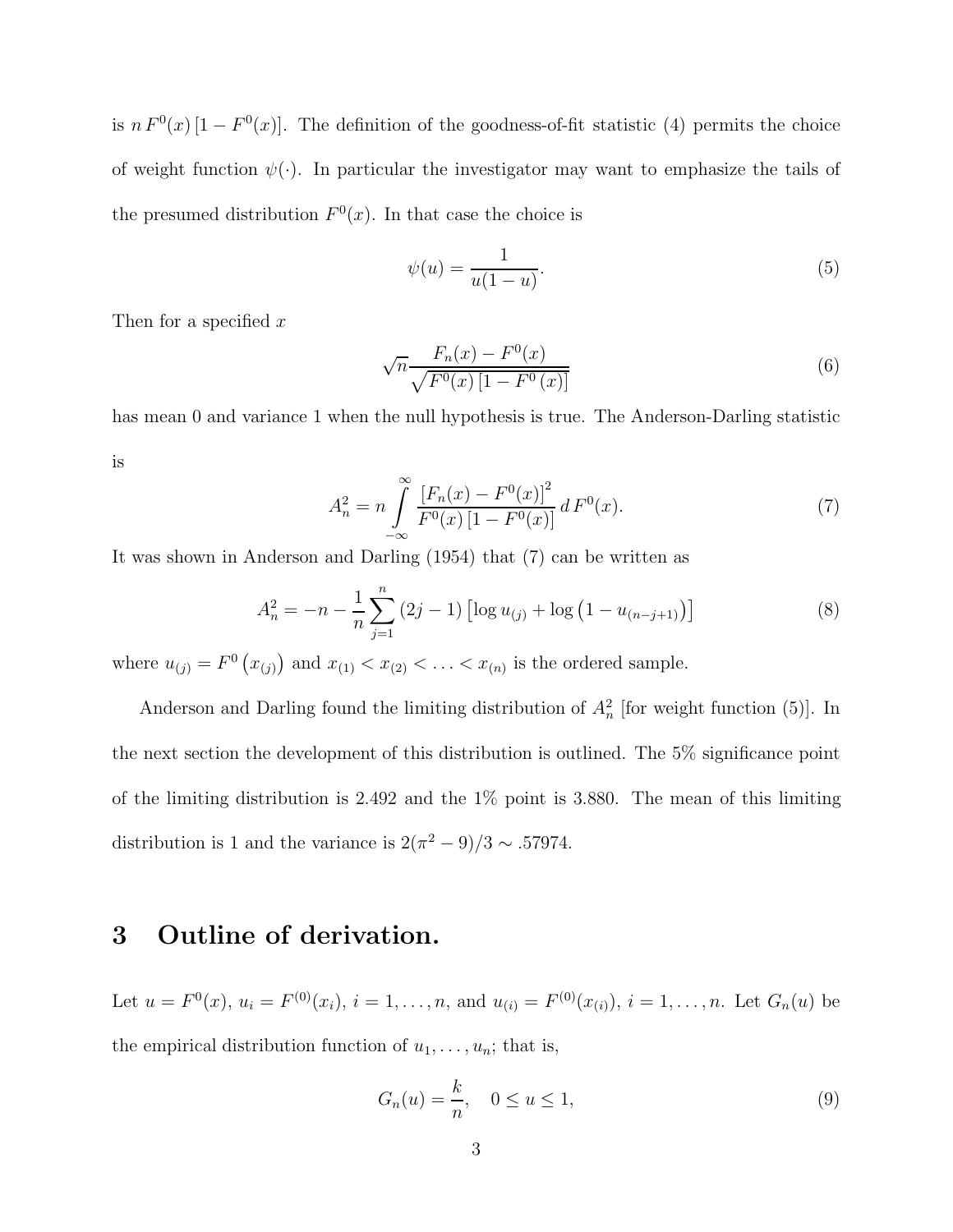is $n\,F^0(x)\,[1 - F^0(x)]$. The definition of the goodness-of-fit statistic (4) permits the choice of weight function $\psi(\cdot)$. In particular the investigator may want to emphasize the tails of the presumed distribution $F^0(x)$. In that case the choice is

$$\psi(u) = \frac{1}{u(1-u)}. \tag{5}$$

Then for a specified $x$

$$\sqrt{n}\frac{F_n(x) - F^0(x)}{\sqrt{F^0(x)\,[1 - F^0\,(x)]}} \tag{6}$$

has mean 0 and variance 1 when the null hypothesis is true. The Anderson-Darling statistic is

$$A_n^2 = n \int_{-\infty}^{\infty} \frac{\left[F_n(x) - F^0(x)\right]^2}{F^0(x)\,[1 - F^0(x)]}\, d\,F^0(x). \tag{7}$$

It was shown in Anderson and Darling (1954) that (7) can be written as

$$A_n^2 = -n - \frac{1}{n}\sum_{j=1}^{n}(2j-1)\left[\log u_{(j)} + \log\left(1 - u_{(n-j+1)}\right)\right] \tag{8}$$

where $u_{(j)} = F^0\left(x_{(j)}\right)$ and $x_{(1)} < x_{(2)} < \ldots < x_{(n)}$ is the ordered sample.

Anderson and Darling found the limiting distribution of $A_n^2$ [for weight function (5)]. In the next section the development of this distribution is outlined. The 5% significance point of the limiting distribution is 2.492 and the 1% point is 3.880. The mean of this limiting distribution is 1 and the variance is $2(\pi^2 - 9)/3 \sim .57974$.

# 3 Outline of derivation.

Let $u = F^0(x)$, $u_i = F^{(0)}(x_i)$, $i = 1, \ldots, n$, and $u_{(i)} = F^{(0)}(x_{(i)})$, $i = 1, \ldots, n$. Let $G_n(u)$ be the empirical distribution function of $u_1, \ldots, u_n$; that is,

$$G_n(u) = \frac{k}{n}, \quad 0 \leq u \leq 1, \tag{9}$$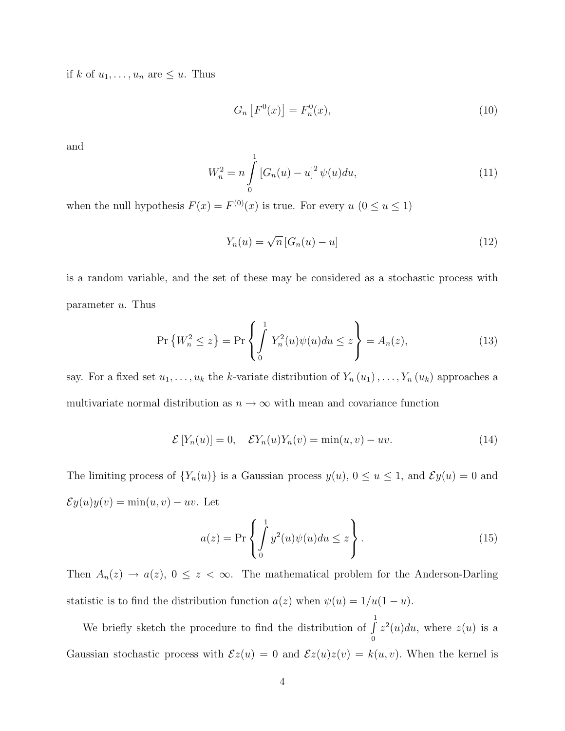if $k$ of $u_1, \ldots, u_n$ are $\leq u$. Thus

$$G_n\left[F^0(x)\right] = F_n^0(x), \tag{10}$$

and

$$W_n^2 = n \int_0^1 \left[G_n(u) - u\right]^2 \psi(u) du, \tag{11}$$

when the null hypothesis $F(x) = F^{(0)}(x)$ is true. For every $u$ $(0 \leq u \leq 1)$

$$Y_n(u) = \sqrt{n}\left[G_n(u) - u\right] \tag{12}$$

is a random variable, and the set of these may be considered as a stochastic process with parameter $u$. Thus

$$\Pr\left\{W_n^2 \leq z\right\} = \Pr\left\{\int_0^1 Y_n^2(u)\psi(u)du \leq z\right\} = A_n(z), \tag{13}$$

say. For a fixed set $u_1, \ldots, u_k$ the $k$-variate distribution of $Y_n(u_1), \ldots, Y_n(u_k)$ approaches a multivariate normal distribution as $n \to \infty$ with mean and covariance function

$$\mathcal{E}\left[Y_n(u)\right] = 0, \quad \mathcal{E}Y_n(u)Y_n(v) = \min(u, v) - uv. \tag{14}$$

The limiting process of $\{Y_n(u)\}$ is a Gaussian process $y(u)$, $0 \leq u \leq 1$, and $\mathcal{E}y(u) = 0$ and $\mathcal{E}y(u)y(v) = \min(u, v) - uv$. Let

$$a(z) = \Pr\left\{\int_0^1 y^2(u)\psi(u)du \leq z\right\}. \tag{15}$$

Then $A_n(z) \to a(z)$, $0 \leq z < \infty$. The mathematical problem for the Anderson-Darling statistic is to find the distribution function $a(z)$ when $\psi(u) = 1/u(1-u)$.

We briefly sketch the procedure to find the distribution of $\int_0^1 z^2(u)du$, where $z(u)$ is a Gaussian stochastic process with $\mathcal{E}z(u) = 0$ and $\mathcal{E}z(u)z(v) = k(u, v)$. When the kernel is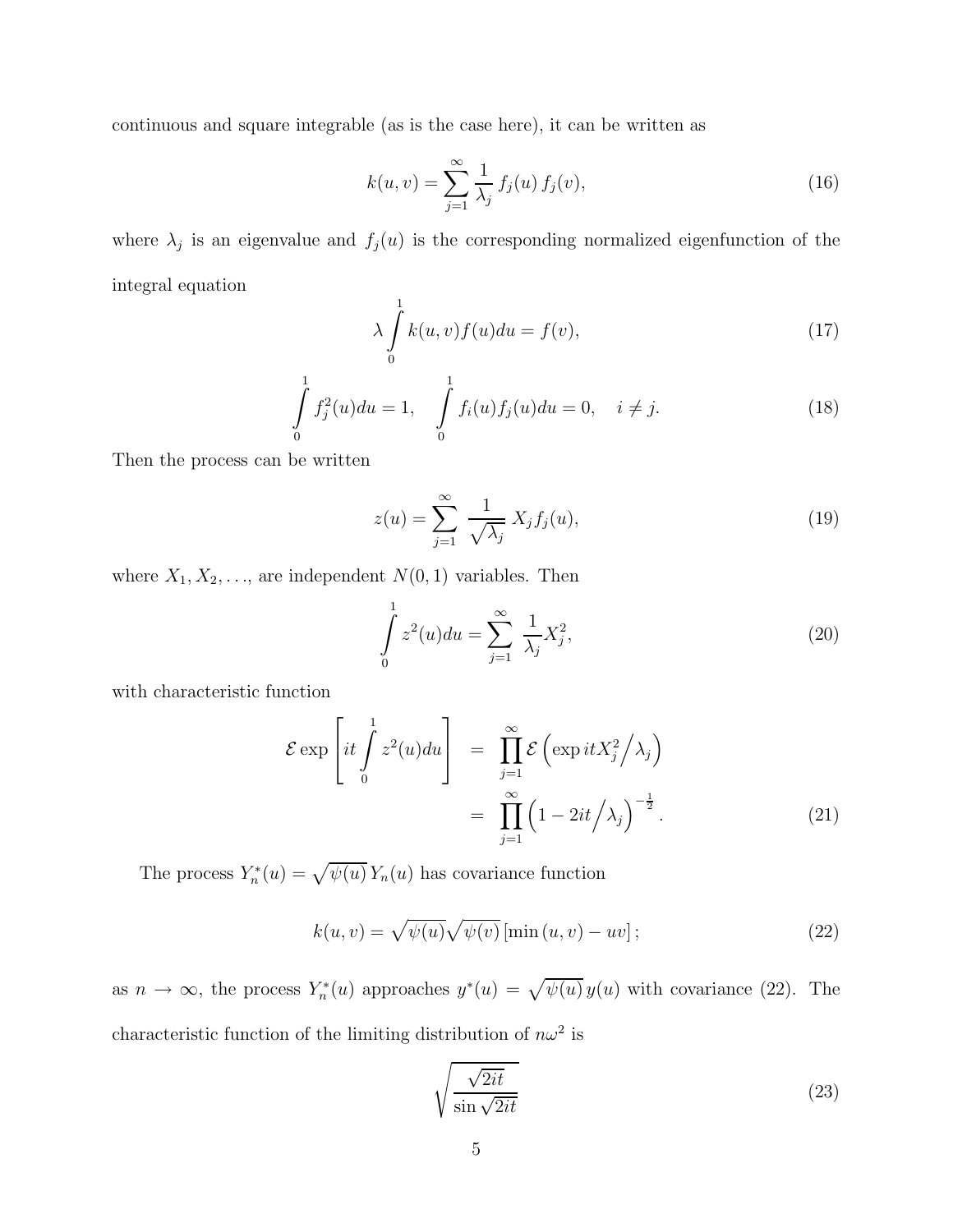continuous and square integrable (as is the case here), it can be written as

$$k(u,v) = \sum_{j=1}^{\infty} \frac{1}{\lambda_j}\, f_j(u)\, f_j(v), \tag{16}$$

where $\lambda_j$ is an eigenvalue and $f_j(u)$ is the corresponding normalized eigenfunction of the integral equation

$$\lambda \int_0^1 k(u,v) f(u) du = f(v), \tag{17}$$

$$\int_0^1 f_j^2(u) du = 1, \quad \int_0^1 f_i(u) f_j(u) du = 0, \quad i \neq j. \tag{18}$$

Then the process can be written

$$z(u) = \sum_{j=1}^{\infty} \frac{1}{\sqrt{\lambda_j}}\, X_j f_j(u), \tag{19}$$

where $X_1, X_2, \ldots$, are independent $N(0,1)$ variables. Then

$$\int_0^1 z^2(u) du = \sum_{j=1}^{\infty} \frac{1}{\lambda_j} X_j^2, \tag{20}$$

with characteristic function

$$\begin{aligned} \mathcal{E} \exp\left[ it \int_0^1 z^2(u) du \right] &= \prod_{j=1}^{\infty} \mathcal{E}\left( \exp itX_j^2 \big/ \lambda_j \right) \\ &= \prod_{j=1}^{\infty} \left( 1 - 2it \big/ \lambda_j \right)^{-\frac{1}{2}}. \end{aligned} \tag{21}$$

The process $Y_n^*(u) = \sqrt{\psi(u)}\, Y_n(u)$ has covariance function

$$k(u,v) = \sqrt{\psi(u)} \sqrt{\psi(v)} \left[ \min(u,v) - uv \right]; \tag{22}$$

as $n \to \infty$, the process $Y_n^*(u)$ approaches $y^*(u) = \sqrt{\psi(u)}\, y(u)$ with covariance (22). The characteristic function of the limiting distribution of $n\omega^2$ is

$$\sqrt{\frac{\sqrt{2it}}{\sin \sqrt{2it}}} \tag{23}$$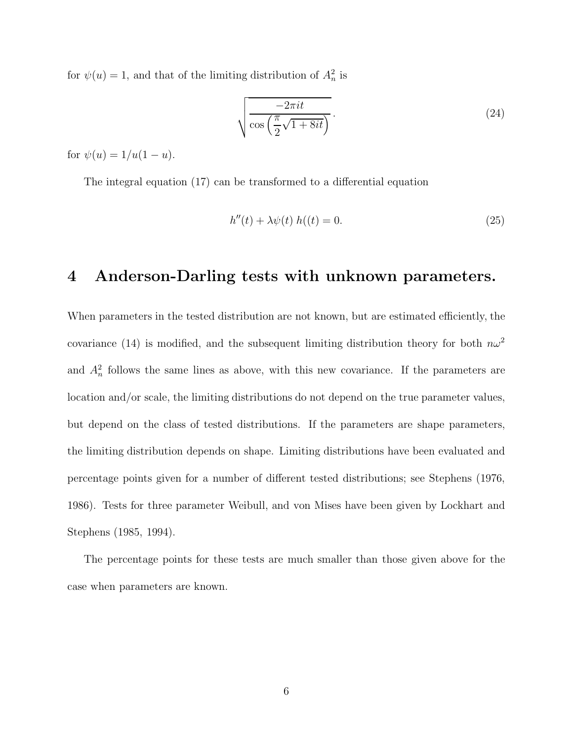for $\psi(u) = 1$, and that of the limiting distribution of $A_n^2$ is

$$\sqrt{\frac{-2\pi it}{\cos\left(\frac{\pi}{2}\sqrt{1+8it}\right)}}. \tag{24}$$

for $\psi(u) = 1/u(1-u)$.

The integral equation (17) can be transformed to a differential equation

$$h''(t) + \lambda\psi(t)\, h((t) = 0. \tag{25}$$

## 4 Anderson-Darling tests with unknown parameters.

When parameters in the tested distribution are not known, but are estimated efficiently, the covariance (14) is modified, and the subsequent limiting distribution theory for both $n\omega^2$ and $A_n^2$ follows the same lines as above, with this new covariance. If the parameters are location and/or scale, the limiting distributions do not depend on the true parameter values, but depend on the class of tested distributions. If the parameters are shape parameters, the limiting distribution depends on shape. Limiting distributions have been evaluated and percentage points given for a number of different tested distributions; see Stephens (1976, 1986). Tests for three parameter Weibull, and von Mises have been given by Lockhart and Stephens (1985, 1994).

The percentage points for these tests are much smaller than those given above for the case when parameters are known.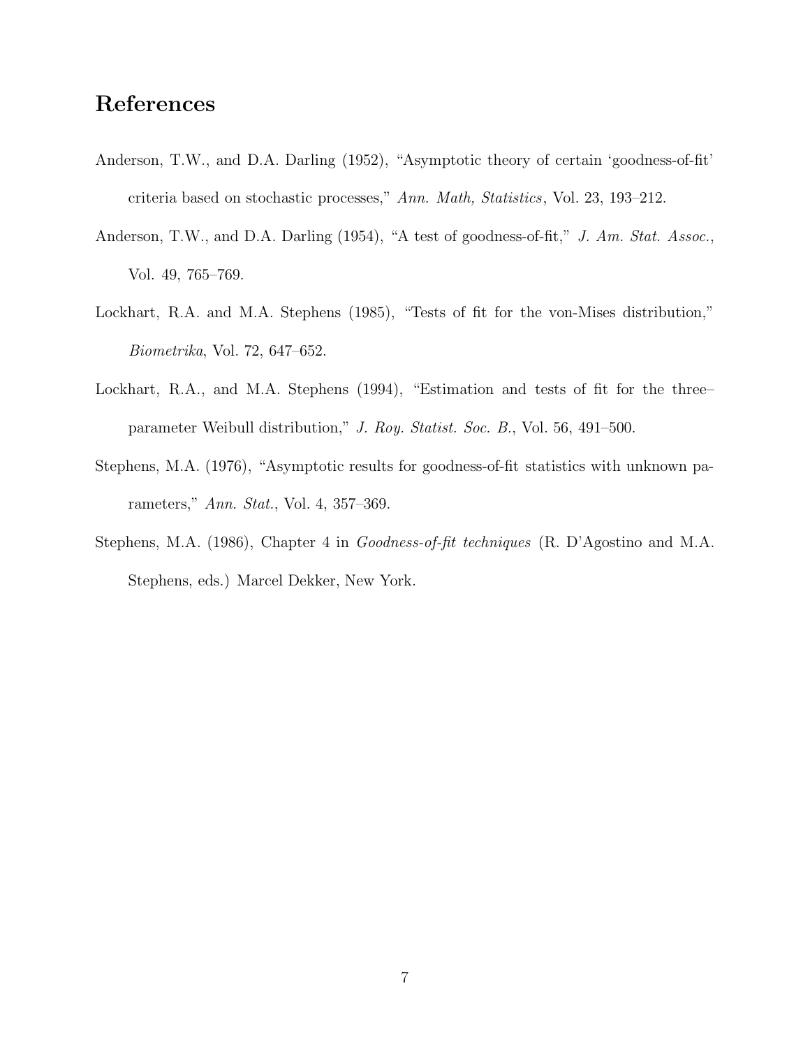## References

Anderson, T.W., and D.A. Darling (1952), "Asymptotic theory of certain 'goodness-of-fit' criteria based on stochastic processes," *Ann. Math, Statistics*, Vol. 23, 193–212.

Anderson, T.W., and D.A. Darling (1954), "A test of goodness-of-fit," *J. Am. Stat. Assoc.*, Vol. 49, 765–769.

Lockhart, R.A. and M.A. Stephens (1985), "Tests of fit for the von-Mises distribution," *Biometrika*, Vol. 72, 647–652.

Lockhart, R.A., and M.A. Stephens (1994), "Estimation and tests of fit for the three–parameter Weibull distribution," *J. Roy. Statist. Soc. B.*, Vol. 56, 491–500.

Stephens, M.A. (1976), "Asymptotic results for goodness-of-fit statistics with unknown parameters," *Ann. Stat.*, Vol. 4, 357–369.

Stephens, M.A. (1986), Chapter 4 in *Goodness-of-fit techniques* (R. D'Agostino and M.A. Stephens, eds.) Marcel Dekker, New York.